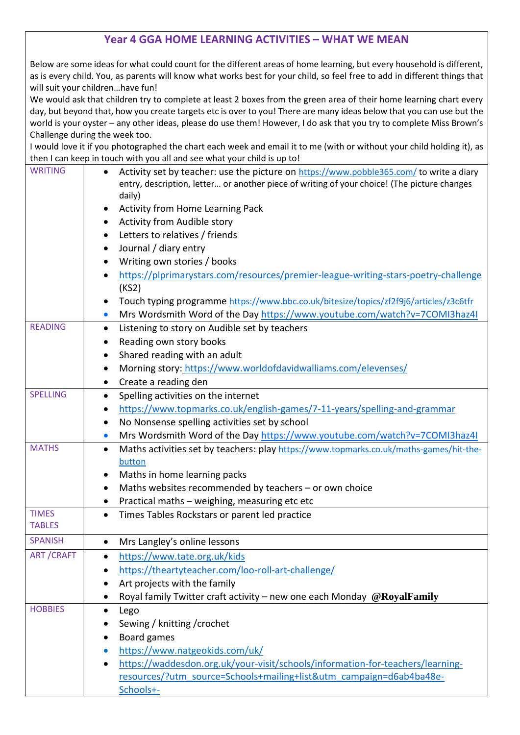# Year 4 GGA HOME LEARNING ACTIVITIES – WHAT WE MEAN

Below are some ideas for what could count for the different areas of home learning, but every household is different, as is every child. You, as parents will know what works best for your child, so feel free to add in different things that will suit your children…have fun!

We would ask that children try to complete at least 2 boxes from the green area of their home learning chart every day, but beyond that, how you create targets etc is over to you! There are many ideas below that you can use but the world is your oyster – any other ideas, please do use them! However, I do ask that you try to complete Miss Brown's Challenge during the week too.

I would love it if you photographed the chart each week and email it to me (with or without your child holding it), as then I can keep in touch with you all and see what your child is up to!

| Area | Activities |
|---|---|
| WRITING | • Activity set by teacher: use the picture on https://www.pobble365.com/ to write a diary entry, description, letter… or another piece of writing of your choice! (The picture changes daily)<br>• Activity from Home Learning Pack<br>• Activity from Audible story<br>• Letters to relatives / friends<br>• Journal / diary entry<br>• Writing own stories / books<br>• https://plprimarystars.com/resources/premier-league-writing-stars-poetry-challenge (KS2)<br>• Touch typing programme https://www.bbc.co.uk/bitesize/topics/zf2f9j6/articles/z3c6tfr<br>• Mrs Wordsmith Word of the Day https://www.youtube.com/watch?v=7COMI3haz4I |
| READING | • Listening to story on Audible set by teachers<br>• Reading own story books<br>• Shared reading with an adult<br>• Morning story: https://www.worldofdavidwalliams.com/elevenses/<br>• Create a reading den |
| SPELLING | • Spelling activities on the internet<br>• https://www.topmarks.co.uk/english-games/7-11-years/spelling-and-grammar<br>• No Nonsense spelling activities set by school<br>• Mrs Wordsmith Word of the Day https://www.youtube.com/watch?v=7COMI3haz4I |
| MATHS | • Maths activities set by teachers: play https://www.topmarks.co.uk/maths-games/hit-the-button<br>• Maths in home learning packs<br>• Maths websites recommended by teachers – or own choice<br>• Practical maths – weighing, measuring etc etc |
| TIMES TABLES | • Times Tables Rockstars or parent led practice |
| SPANISH | • Mrs Langley's online lessons |
| ART /CRAFT | • https://www.tate.org.uk/kids<br>• https://theartyteacher.com/loo-roll-art-challenge/<br>• Art projects with the family<br>• Royal family Twitter craft activity – new one each Monday **@RoyalFamily** |
| HOBBIES | • Lego<br>• Sewing / knitting /crochet<br>• Board games<br>• https://www.natgeokids.com/uk/<br>• https://waddesdon.org.uk/your-visit/schools/information-for-teachers/learning-resources/?utm_source=Schools+mailing+list&utm_campaign=d6ab4ba48e-Schools+- |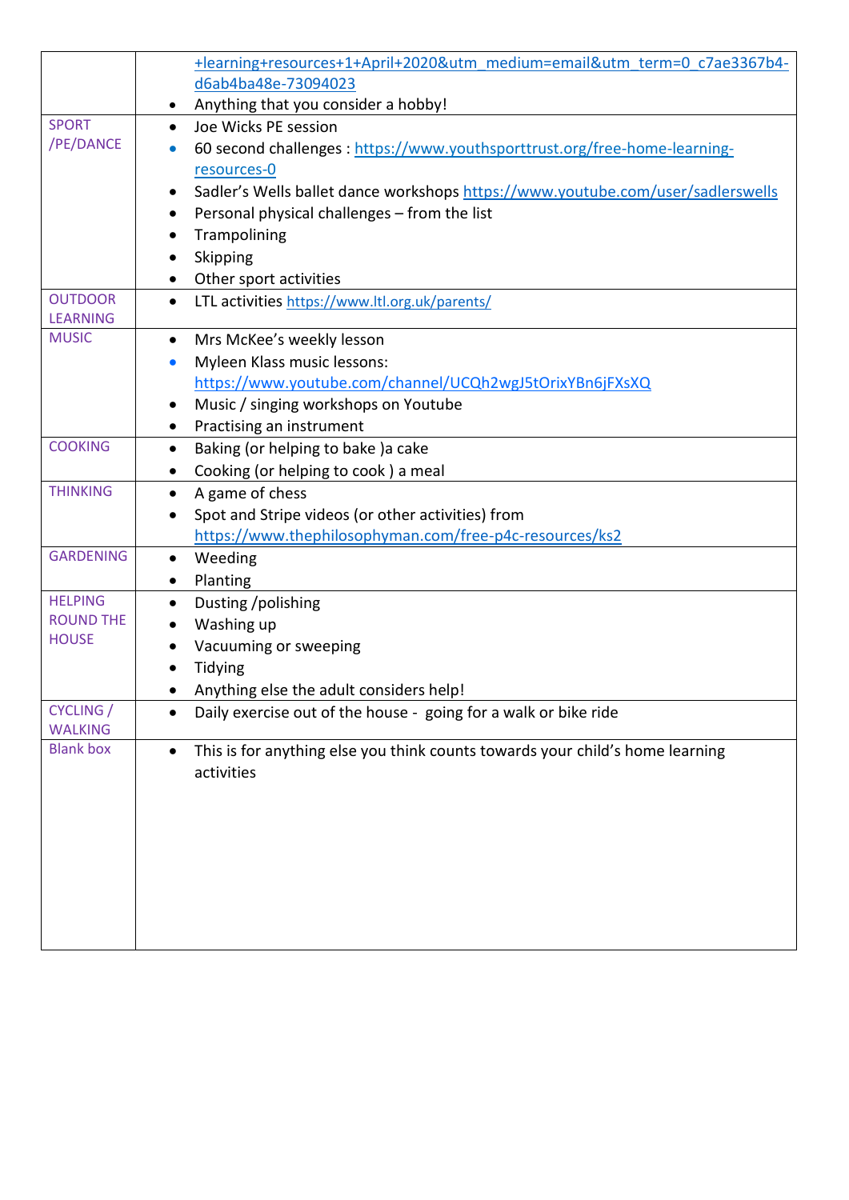| | |
|---|---|
| | +learning+resources+1+April+2020&utm_medium=email&utm_term=0_c7ae3367b4-d6ab4ba48e-73094023<br>• Anything that you consider a hobby! |
| SPORT /PE/DANCE | • Joe Wicks PE session<br>• 60 second challenges : https://www.youthsporttrust.org/free-home-learning-resources-0<br>• Sadler's Wells ballet dance workshops https://www.youtube.com/user/sadlerswells<br>• Personal physical challenges – from the list<br>• Trampolining<br>• Skipping<br>• Other sport activities |
| OUTDOOR LEARNING | • LTL activities https://www.ltl.org.uk/parents/ |
| MUSIC | • Mrs McKee's weekly lesson<br>• Myleen Klass music lessons: https://www.youtube.com/channel/UCQh2wgJ5tOrixYBn6jFXsXQ<br>• Music / singing workshops on Youtube<br>• Practising an instrument |
| COOKING | • Baking (or helping to bake )a cake<br>• Cooking (or helping to cook ) a meal |
| THINKING | • A game of chess<br>• Spot and Stripe videos (or other activities) from https://www.thephilosophyman.com/free-p4c-resources/ks2 |
| GARDENING | • Weeding<br>• Planting |
| HELPING ROUND THE HOUSE | • Dusting /polishing<br>• Washing up<br>• Vacuuming or sweeping<br>• Tidying<br>• Anything else the adult considers help! |
| CYCLING / WALKING | • Daily exercise out of the house - going for a walk or bike ride |
| Blank box | • This is for anything else you think counts towards your child's home learning activities |